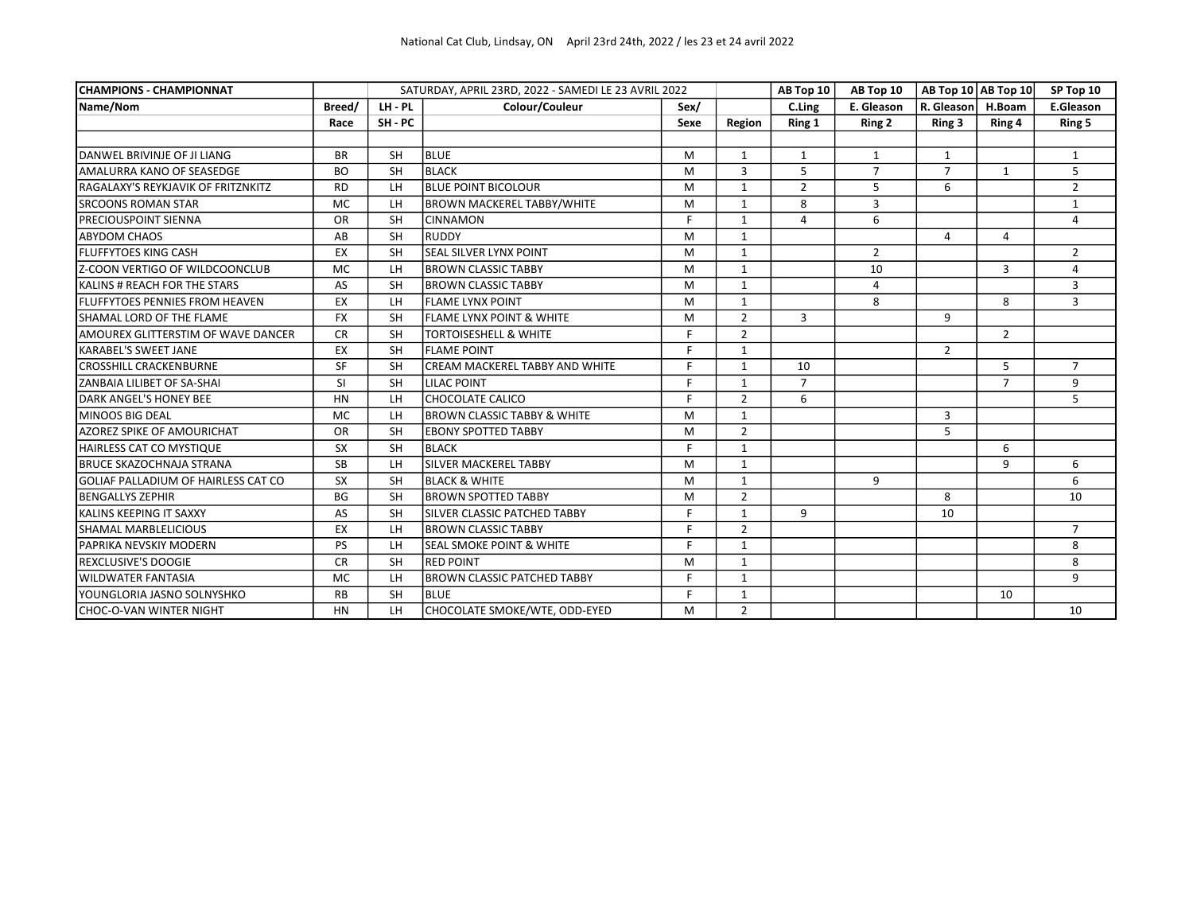National Cat Club, Lindsay, ON April 23rd 24th, 2022 / les 23 et 24 avril 2022

| CHAMPIONS - CHAMPIONNAT | | SATURDAY, APRIL 23RD, 2022 - SAMEDI LE 23 AVRIL 2022 | | | | AB Top 10 | AB Top 10 | AB Top 10 | AB Top 10 | SP Top 10 |
|---|---|---|---|---|---|---|---|---|---|---|
| Name/Nom | Breed/ | LH - PL | Colour/Couleur | Sex/ | | C.Ling | E. Gleason | R. Gleason | H.Boam | E.Gleason |
| | Race | SH - PC | | Sexe | Region | Ring 1 | Ring 2 | Ring 3 | Ring 4 | Ring 5 |
| DANWEL BRIVINJE OF JI LIANG | BR | SH | BLUE | M | 1 | 1 | 1 | 1 | | 1 |
| AMALURRA KANO OF SEASEDGE | BO | SH | BLACK | M | 3 | 5 | 7 | 7 | 1 | 5 |
| RAGALAXY'S REYKJAVIK OF FRITZNKITZ | RD | LH | BLUE POINT BICOLOUR | M | 1 | 2 | 5 | 6 | | 2 |
| SRCOONS ROMAN STAR | MC | LH | BROWN MACKEREL TABBY/WHITE | M | 1 | 8 | 3 | | | 1 |
| PRECIOUSPOINT SIENNA | OR | SH | CINNAMON | F | 1 | 4 | 6 | | | 4 |
| ABYDOM CHAOS | AB | SH | RUDDY | M | 1 | | | 4 | 4 | |
| FLUFFYTOES KING CASH | EX | SH | SEAL SILVER LYNX POINT | M | 1 | | 2 | | | 2 |
| Z-COON VERTIGO OF WILDCOONCLUB | MC | LH | BROWN CLASSIC TABBY | M | 1 | | 10 | | 3 | 4 |
| KALINS # REACH FOR THE STARS | AS | SH | BROWN CLASSIC TABBY | M | 1 | | 4 | | | 3 |
| FLUFFYTOES PENNIES FROM HEAVEN | EX | LH | FLAME LYNX POINT | M | 1 | | 8 | | 8 | 3 |
| SHAMAL LORD OF THE FLAME | FX | SH | FLAME LYNX POINT & WHITE | M | 2 | 3 | | 9 | | |
| AMOUREX GLITTERSTIM OF WAVE DANCER | CR | SH | TORTOISESHELL & WHITE | F | 2 | | | | 2 | |
| KARABEL'S SWEET JANE | EX | SH | FLAME POINT | F | 1 | | | 2 | | |
| CROSSHILL CRACKENBURNE | SF | SH | CREAM MACKEREL TABBY AND WHITE | F | 1 | 10 | | | 5 | 7 |
| ZANBAIA LILIBET OF SA-SHAI | SI | SH | LILAC POINT | F | 1 | 7 | | | 7 | 9 |
| DARK ANGEL'S HONEY BEE | HN | LH | CHOCOLATE CALICO | F | 2 | 6 | | | | 5 |
| MINOOS BIG DEAL | MC | LH | BROWN CLASSIC TABBY & WHITE | M | 1 | | | 3 | | |
| AZOREZ SPIKE OF AMOURICHAT | OR | SH | EBONY SPOTTED TABBY | M | 2 | | | 5 | | |
| HAIRLESS CAT CO MYSTIQUE | SX | SH | BLACK | F | 1 | | | | 6 | |
| BRUCE SKAZOCHNAJA STRANA | SB | LH | SILVER MACKEREL TABBY | M | 1 | | | | 9 | 6 |
| GOLIAF PALLADIUM OF HAIRLESS CAT CO | SX | SH | BLACK & WHITE | M | 1 | | 9 | | | 6 |
| BENGALLYS ZEPHIR | BG | SH | BROWN SPOTTED TABBY | M | 2 | | | 8 | | 10 |
| KALINS KEEPING IT SAXXY | AS | SH | SILVER CLASSIC PATCHED TABBY | F | 1 | 9 | | 10 | | |
| SHAMAL MARBLELICIOUS | EX | LH | BROWN CLASSIC TABBY | F | 2 | | | | | 7 |
| PAPRIKA NEVSKIY MODERN | PS | LH | SEAL SMOKE POINT & WHITE | F | 1 | | | | | 8 |
| REXCLUSIVE'S DOOGIE | CR | SH | RED POINT | M | 1 | | | | | 8 |
| WILDWATER FANTASIA | MC | LH | BROWN CLASSIC PATCHED TABBY | F | 1 | | | | | 9 |
| YOUNGLORIA JASNO SOLNYSHKO | RB | SH | BLUE | F | 1 | | | | 10 | |
| CHOC-O-VAN WINTER NIGHT | HN | LH | CHOCOLATE SMOKE/WTE, ODD-EYED | M | 2 | | | | | 10 |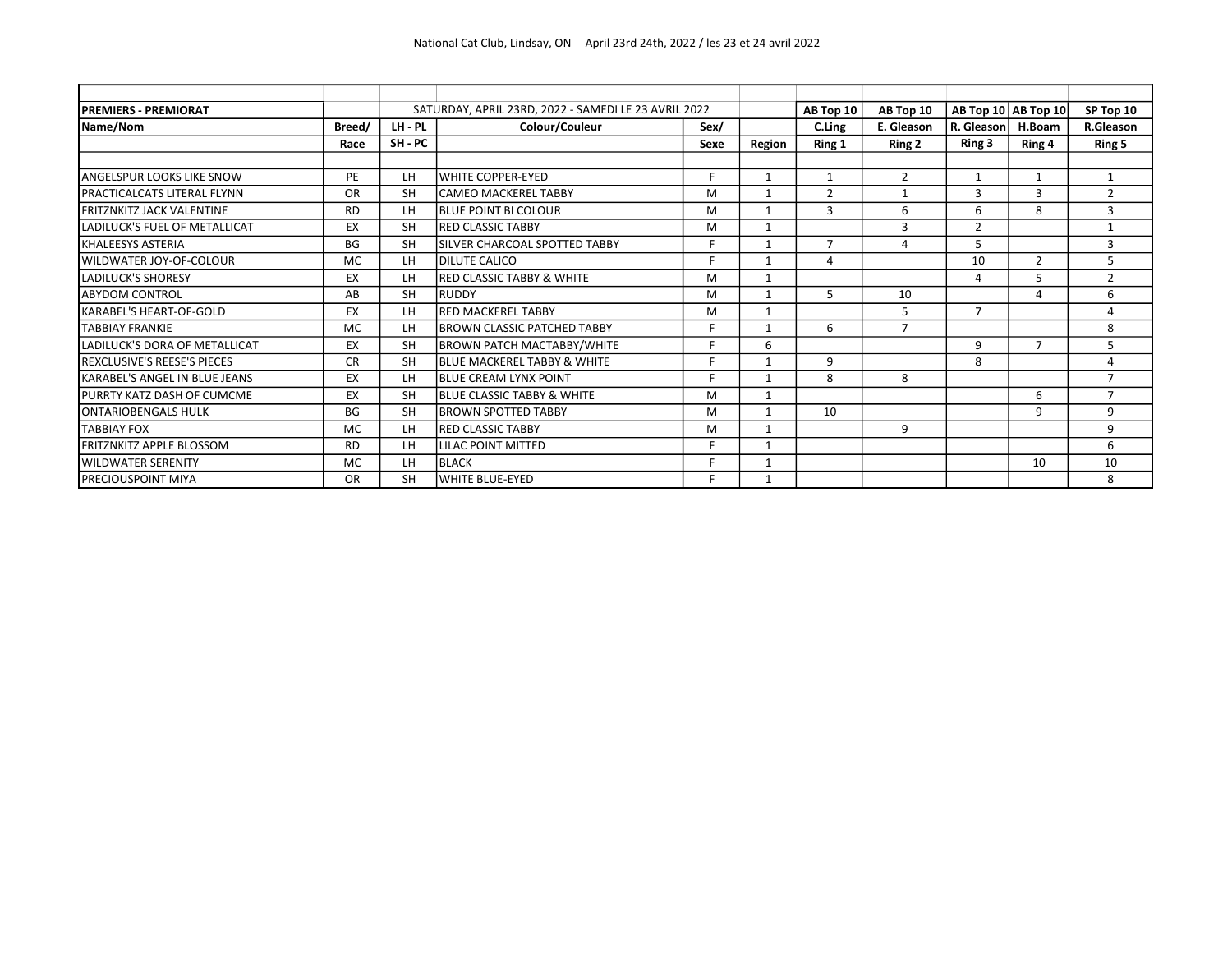National Cat Club, Lindsay, ON April 23rd 24th, 2022 / les 23 et 24 avril 2022

| PREMIERS - PREMIORAT | | SATURDAY, APRIL 23RD, 2022 - SAMEDI LE 23 AVRIL 2022 | | | | AB Top 10 | AB Top 10 | AB Top 10 | AB Top 10 | SP Top 10 |
|---|---|---|---|---|---|---|---|---|---|---|
| Name/Nom | Breed/ | LH - PL | Colour/Couleur | Sex/ | | C.Ling | E. Gleason | R. Gleason | H.Boam | R.Gleason |
| | Race | SH - PC | | Sexe | Region | Ring 1 | Ring 2 | Ring 3 | Ring 4 | Ring 5 |
| ANGELSPUR LOOKS LIKE SNOW | PE | LH | WHITE COPPER-EYED | F | 1 | 1 | 2 | 1 | 1 | 1 |
| PRACTICALCATS LITERAL FLYNN | OR | SH | CAMEO MACKEREL TABBY | M | 1 | 2 | 1 | 3 | 3 | 2 |
| FRITZNKITZ JACK VALENTINE | RD | LH | BLUE POINT BI COLOUR | M | 1 | 3 | 6 | 6 | 8 | 3 |
| LADILUCK'S FUEL OF METALLICAT | EX | SH | RED CLASSIC TABBY | M | 1 | | 3 | 2 | | 1 |
| KHALEESYS ASTERIA | BG | SH | SILVER CHARCOAL SPOTTED TABBY | F | 1 | 7 | 4 | 5 | | 3 |
| WILDWATER JOY-OF-COLOUR | MC | LH | DILUTE CALICO | F | 1 | 4 | | 10 | 2 | 5 |
| LADILUCK'S SHORESY | EX | LH | RED CLASSIC TABBY & WHITE | M | 1 | | | 4 | 5 | 2 |
| ABYDOM CONTROL | AB | SH | RUDDY | M | 1 | 5 | 10 | | 4 | 6 |
| KARABEL'S HEART-OF-GOLD | EX | LH | RED MACKEREL TABBY | M | 1 | | 5 | 7 | | 4 |
| TABBIAY FRANKIE | MC | LH | BROWN CLASSIC PATCHED TABBY | F | 1 | 6 | 7 | | | 8 |
| LADILUCK'S DORA OF METALLICAT | EX | SH | BROWN PATCH MACTABBY/WHITE | F | 6 | | | 9 | 7 | 5 |
| REXCLUSIVE'S REESE'S PIECES | CR | SH | BLUE MACKEREL TABBY & WHITE | F | 1 | 9 | | 8 | | 4 |
| KARABEL'S ANGEL IN BLUE JEANS | EX | LH | BLUE CREAM LYNX POINT | F | 1 | 8 | 8 | | | 7 |
| PURRTY KATZ DASH OF CUMCME | EX | SH | BLUE CLASSIC TABBY & WHITE | M | 1 | | | | 6 | 7 |
| ONTARIOBENGALS HULK | BG | SH | BROWN SPOTTED TABBY | M | 1 | 10 | | | 9 | 9 |
| TABBIAY FOX | MC | LH | RED CLASSIC TABBY | M | 1 | | 9 | | | 9 |
| FRITZNKITZ APPLE BLOSSOM | RD | LH | LILAC POINT MITTED | F | 1 | | | | | 6 |
| WILDWATER SERENITY | MC | LH | BLACK | F | 1 | | | | 10 | 10 |
| PRECIOUSPOINT MIYA | OR | SH | WHITE BLUE-EYED | F | 1 | | | | | 8 |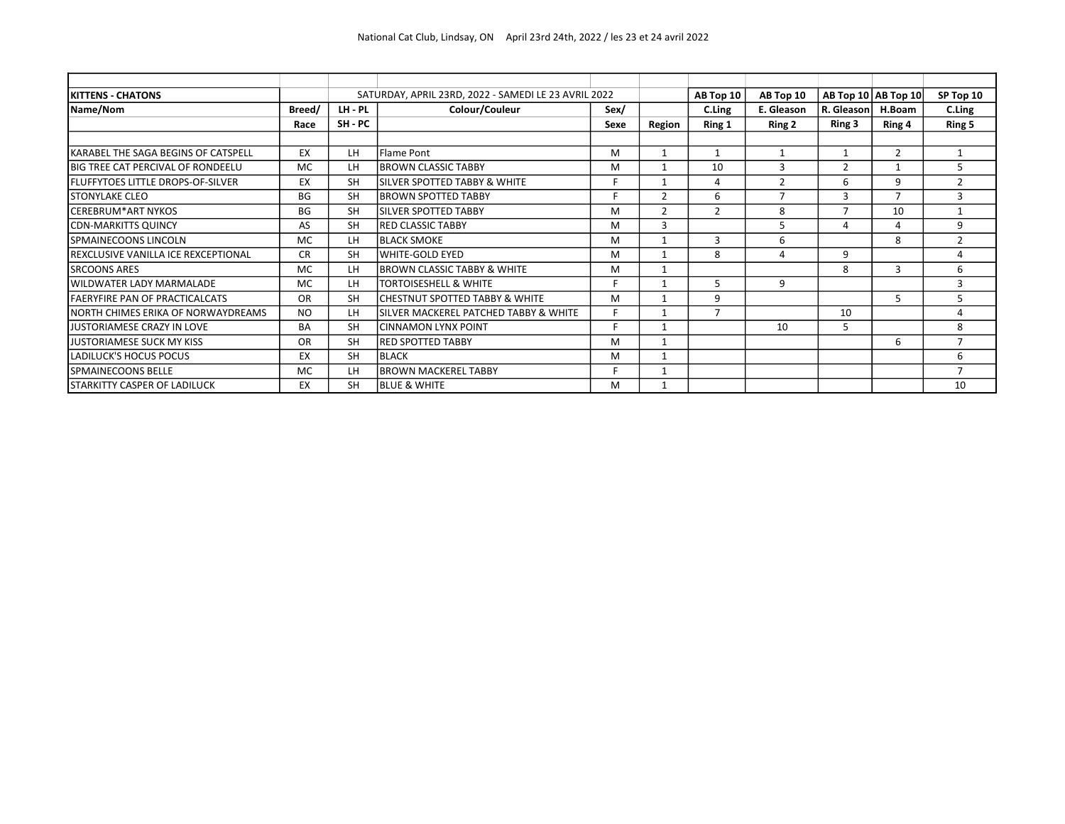| KITTENS - CHATONS | | SATURDAY, APRIL 23RD, 2022 - SAMEDI LE 23 AVRIL 2022 | | | | AB Top 10 | AB Top 10 | AB Top 10 | AB Top 10 | SP Top 10 |
|---|---|---|---|---|---|---|---|---|---|---|
| Name/Nom | Breed/ | LH - PL | Colour/Couleur | Sex/ | | C.Ling | E. Gleason | R. Gleason | H.Boam | C.Ling |
| | Race | SH - PC | | Sexe | Region | Ring 1 | Ring 2 | Ring 3 | Ring 4 | Ring 5 |
| KARABEL THE SAGA BEGINS OF CATSPELL | EX | LH | Flame Pont | M | 1 | 1 | 1 | 1 | 2 | 1 |
| BIG TREE CAT PERCIVAL OF RONDEELU | MC | LH | BROWN CLASSIC TABBY | M | 1 | 10 | 3 | 2 | 1 | 5 |
| FLUFFYTOES LITTLE DROPS-OF-SILVER | EX | SH | SILVER SPOTTED TABBY & WHITE | F | 1 | 4 | 2 | 6 | 9 | 2 |
| STONYLAKE CLEO | BG | SH | BROWN SPOTTED TABBY | F | 2 | 6 | 7 | 3 | 7 | 3 |
| CEREBRUM*ART NYKOS | BG | SH | SILVER SPOTTED TABBY | M | 2 | 2 | 8 | 7 | 10 | 1 |
| CDN-MARKITTS QUINCY | AS | SH | RED CLASSIC TABBY | M | 3 | | 5 | 4 | 4 | 9 |
| SPMAINECOONS LINCOLN | MC | LH | BLACK SMOKE | M | 1 | 3 | 6 | | 8 | 2 |
| REXCLUSIVE VANILLA ICE REXCEPTIONAL | CR | SH | WHITE-GOLD EYED | M | 1 | 8 | 4 | 9 | | 4 |
| SRCOONS ARES | MC | LH | BROWN CLASSIC TABBY & WHITE | M | 1 | | | 8 | 3 | 6 |
| WILDWATER LADY MARMALADE | MC | LH | TORTOISESHELL & WHITE | F | 1 | 5 | 9 | | | 3 |
| FAERYFIRE PAN OF PRACTICALCATS | OR | SH | CHESTNUT SPOTTED TABBY & WHITE | M | 1 | 9 | | | 5 | 5 |
| NORTH CHIMES ERIKA OF NORWAYDREAMS | NO | LH | SILVER MACKEREL PATCHED TABBY & WHITE | F | 1 | 7 | | 10 | | 4 |
| JUSTORIAMESE CRAZY IN LOVE | BA | SH | CINNAMON LYNX POINT | F | 1 | | 10 | 5 | | 8 |
| JUSTORIAMESE SUCK MY KISS | OR | SH | RED SPOTTED TABBY | M | 1 | | | | 6 | 7 |
| LADILUCK'S HOCUS POCUS | EX | SH | BLACK | M | 1 | | | | | 6 |
| SPMAINECOONS BELLE | MC | LH | BROWN MACKEREL TABBY | F | 1 | | | | | 7 |
| STARKITTY CASPER OF LADILUCK | EX | SH | BLUE & WHITE | M | 1 | | | | | 10 |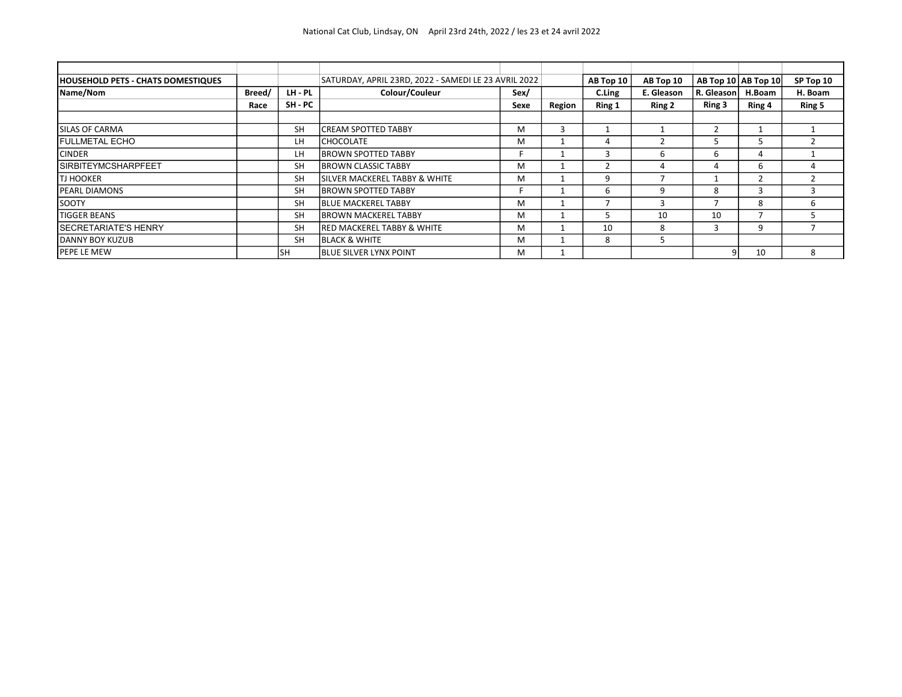National Cat Club, Lindsay, ON April 23rd 24th, 2022 / les 23 et 24 avril 2022

| HOUSEHOLD PETS - CHATS DOMESTIQUES | | | SATURDAY, APRIL 23RD, 2022 - SAMEDI LE 23 AVRIL 2022 | | | AB Top 10 | AB Top 10 | AB Top 10 | AB Top 10 | SP Top 10 |
|---|---|---|---|---|---|---|---|---|---|---|
| Name/Nom | Breed/ | LH - PL | Colour/Couleur | Sex/ | | C.Ling | E. Gleason | R. Gleason | H.Boam | H. Boam |
| | Race | SH - PC | | Sexe | Region | Ring 1 | Ring 2 | Ring 3 | Ring 4 | Ring 5 |
| SILAS OF CARMA | | SH | CREAM SPOTTED TABBY | M | 3 | 1 | 1 | 2 | 1 | 1 |
| FULLMETAL ECHO | | LH | CHOCOLATE | M | 1 | 4 | 2 | 5 | 5 | 2 |
| CINDER | | LH | BROWN SPOTTED TABBY | F | 1 | 3 | 6 | 6 | 4 | 1 |
| SIRBITEYMCSHARPFEET | | SH | BROWN CLASSIC TABBY | M | 1 | 2 | 4 | 4 | 6 | 4 |
| TJ HOOKER | | SH | SILVER MACKEREL TABBY & WHITE | M | 1 | 9 | 7 | 1 | 2 | 2 |
| PEARL DIAMONDS | | SH | BROWN SPOTTED TABBY | F | 1 | 6 | 9 | 8 | 3 | 3 |
| SOOTY | | SH | BLUE MACKEREL TABBY | M | 1 | 7 | 3 | 7 | 8 | 6 |
| TIGGER BEANS | | SH | BROWN MACKEREL TABBY | M | 1 | 5 | 10 | 10 | 7 | 5 |
| SECRETARIATE'S HENRY | | SH | RED MACKEREL TABBY & WHITE | M | 1 | 10 | 8 | 3 | 9 | 7 |
| DANNY BOY KUZUB | | SH | BLACK & WHITE | M | 1 | 8 | 5 | | | |
| PEPE LE MEW | | SH | BLUE SILVER LYNX POINT | M | 1 | | | 9 | 10 | 8 |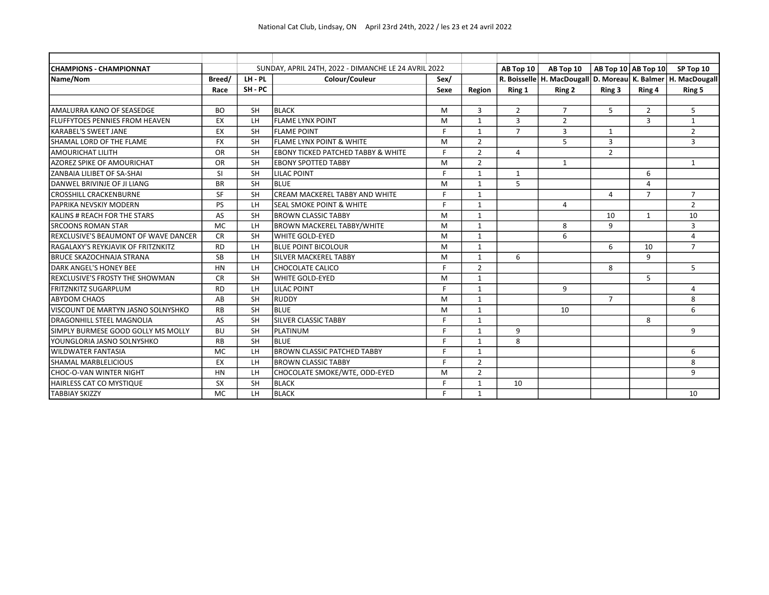National Cat Club, Lindsay, ON April 23rd 24th, 2022 / les 23 et 24 avril 2022

| CHAMPIONS - CHAMPIONNAT | | SUNDAY, APRIL 24TH, 2022 - DIMANCHE LE 24 AVRIL 2022 | | | | AB Top 10 | AB Top 10 | AB Top 10 | AB Top 10 | SP Top 10 |
|---|---|---|---|---|---|---|---|---|---|---|
| Name/Nom | Breed/ | LH - PL | Colour/Couleur | Sex/ | | R. Boisselle | H. MacDougall | D. Moreau | K. Balmer | H. MacDougall |
| | Race | SH - PC | | Sexe | Region | Ring 1 | Ring 2 | Ring 3 | Ring 4 | Ring 5 |
| AMALURRA KANO OF SEASEDGE | BO | SH | BLACK | M | 3 | 2 | 7 | 5 | 2 | 5 |
| FLUFFYTOES PENNIES FROM HEAVEN | EX | LH | FLAME LYNX POINT | M | 1 | 3 | 2 | | 3 | 1 |
| KARABEL'S SWEET JANE | EX | SH | FLAME POINT | F | 1 | 7 | 3 | 1 | | 2 |
| SHAMAL LORD OF THE FLAME | FX | SH | FLAME LYNX POINT & WHITE | M | 2 | | 5 | 3 | | 3 |
| AMOURICHAT LILITH | OR | SH | EBONY TICKED PATCHED TABBY & WHITE | F | 2 | 4 | | 2 | | |
| AZOREZ SPIKE OF AMOURICHAT | OR | SH | EBONY SPOTTED TABBY | M | 2 | | 1 | | | 1 |
| ZANBAIA LILIBET OF SA-SHAI | SI | SH | LILAC POINT | F | 1 | 1 | | | 6 | |
| DANWEL BRIVINJE OF JI LIANG | BR | SH | BLUE | M | 1 | 5 | | | 4 | |
| CROSSHILL CRACKENBURNE | SF | SH | CREAM MACKEREL TABBY AND WHITE | F | 1 | | | 4 | 7 | 7 |
| PAPRIKA NEVSKIY MODERN | PS | LH | SEAL SMOKE POINT & WHITE | F | 1 | | 4 | | | 2 |
| KALINS # REACH FOR THE STARS | AS | SH | BROWN CLASSIC TABBY | M | 1 | | | 10 | 1 | 10 |
| SRCOONS ROMAN STAR | MC | LH | BROWN MACKEREL TABBY/WHITE | M | 1 | | 8 | 9 | | 3 |
| REXCLUSIVE'S BEAUMONT OF WAVE DANCER | CR | SH | WHITE GOLD-EYED | M | 1 | | 6 | | | 4 |
| RAGALAXY'S REYKJAVIK OF FRITZNKITZ | RD | LH | BLUE POINT BICOLOUR | M | 1 | | | 6 | 10 | 7 |
| BRUCE SKAZOCHNAJA STRANA | SB | LH | SILVER MACKEREL TABBY | M | 1 | 6 | | | 9 | |
| DARK ANGEL'S HONEY BEE | HN | LH | CHOCOLATE CALICO | F | 2 | | | 8 | | 5 |
| REXCLUSIVE'S FROSTY THE SHOWMAN | CR | SH | WHITE GOLD-EYED | M | 1 | | | | 5 | |
| FRITZNKITZ SUGARPLUM | RD | LH | LILAC POINT | F | 1 | | 9 | | | 4 |
| ABYDOM CHAOS | AB | SH | RUDDY | M | 1 | | | 7 | | 8 |
| VISCOUNT DE MARTYN JASNO SOLNYSHKO | RB | SH | BLUE | M | 1 | | 10 | | | 6 |
| DRAGONHILL STEEL MAGNOLIA | AS | SH | SILVER CLASSIC TABBY | F | 1 | | | | 8 | |
| SIMPLY BURMESE GOOD GOLLY MS MOLLY | BU | SH | PLATINUM | F | 1 | 9 | | | | 9 |
| YOUNGLORIA JASNO SOLNYSHKO | RB | SH | BLUE | F | 1 | 8 | | | | |
| WILDWATER FANTASIA | MC | LH | BROWN CLASSIC PATCHED TABBY | F | 1 | | | | | 6 |
| SHAMAL MARBLELICIOUS | EX | LH | BROWN CLASSIC TABBY | F | 2 | | | | | 8 |
| CHOC-O-VAN WINTER NIGHT | HN | LH | CHOCOLATE SMOKE/WTE, ODD-EYED | M | 2 | | | | | 9 |
| HAIRLESS CAT CO MYSTIQUE | SX | SH | BLACK | F | 1 | 10 | | | | |
| TABBIAY SKIZZY | MC | LH | BLACK | F | 1 | | | | | 10 |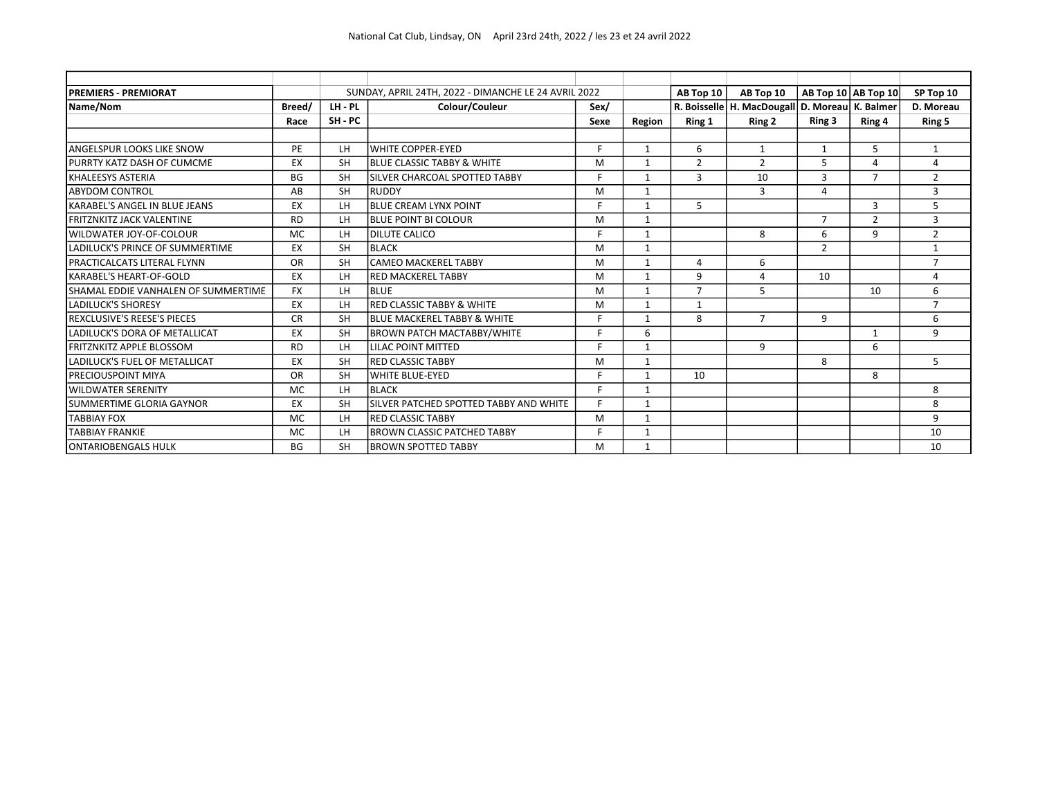National Cat Club, Lindsay, ON April 23rd 24th, 2022 / les 23 et 24 avril 2022

| PREMIERS - PREMIORAT | | SUNDAY, APRIL 24TH, 2022 - DIMANCHE LE 24 AVRIL 2022 | | | | AB Top 10 | AB Top 10 | AB Top 10 | AB Top 10 | SP Top 10 |
|---|---|---|---|---|---|---|---|---|---|---|
| Name/Nom | Breed/ | LH - PL | Colour/Couleur | Sex/ | | R. Boisselle | H. MacDougall | D. Moreau | K. Balmer | D. Moreau |
| | Race | SH - PC | | Sexe | Region | Ring 1 | Ring 2 | Ring 3 | Ring 4 | Ring 5 |
| ANGELSPUR LOOKS LIKE SNOW | PE | LH | WHITE COPPER-EYED | F | 1 | 6 | 1 | 1 | 5 | 1 |
| PURRTY KATZ DASH OF CUMCME | EX | SH | BLUE CLASSIC TABBY & WHITE | M | 1 | 2 | 2 | 5 | 4 | 4 |
| KHALEESYS ASTERIA | BG | SH | SILVER CHARCOAL SPOTTED TABBY | F | 1 | 3 | 10 | 3 | 7 | 2 |
| ABYDOM CONTROL | AB | SH | RUDDY | M | 1 | | 3 | 4 | | 3 |
| KARABEL'S ANGEL IN BLUE JEANS | EX | LH | BLUE CREAM LYNX POINT | F | 1 | 5 | | | 3 | 5 |
| FRITZNKITZ JACK VALENTINE | RD | LH | BLUE POINT BI COLOUR | M | 1 | | | 7 | 2 | 3 |
| WILDWATER JOY-OF-COLOUR | MC | LH | DILUTE CALICO | F | 1 | | 8 | 6 | 9 | 2 |
| LADILUCK'S PRINCE OF SUMMERTIME | EX | SH | BLACK | M | 1 | | | 2 | | 1 |
| PRACTICALCATS LITERAL FLYNN | OR | SH | CAMEO MACKEREL TABBY | M | 1 | 4 | 6 | | | 7 |
| KARABEL'S HEART-OF-GOLD | EX | LH | RED MACKEREL TABBY | M | 1 | 9 | 4 | 10 | | 4 |
| SHAMAL EDDIE VANHALEN OF SUMMERTIME | FX | LH | BLUE | M | 1 | 7 | 5 | | 10 | 6 |
| LADILUCK'S SHORESY | EX | LH | RED CLASSIC TABBY & WHITE | M | 1 | 1 | | | | 7 |
| REXCLUSIVE'S REESE'S PIECES | CR | SH | BLUE MACKEREL TABBY & WHITE | F | 1 | 8 | 7 | 9 | | 6 |
| LADILUCK'S DORA OF METALLICAT | EX | SH | BROWN PATCH MACTABBY/WHITE | F | 6 | | | | 1 | 9 |
| FRITZNKITZ APPLE BLOSSOM | RD | LH | LILAC POINT MITTED | F | 1 | | 9 | | 6 | |
| LADILUCK'S FUEL OF METALLICAT | EX | SH | RED CLASSIC TABBY | M | 1 | | | 8 | | 5 |
| PRECIOUSPOINT MIYA | OR | SH | WHITE BLUE-EYED | F | 1 | 10 | | | 8 | |
| WILDWATER SERENITY | MC | LH | BLACK | F | 1 | | | | | 8 |
| SUMMERTIME GLORIA GAYNOR | EX | SH | SILVER PATCHED SPOTTED TABBY AND WHITE | F | 1 | | | | | 8 |
| TABBIAY FOX | MC | LH | RED CLASSIC TABBY | M | 1 | | | | | 9 |
| TABBIAY FRANKIE | MC | LH | BROWN CLASSIC PATCHED TABBY | F | 1 | | | | | 10 |
| ONTARIOBENGALS HULK | BG | SH | BROWN SPOTTED TABBY | M | 1 | | | | | 10 |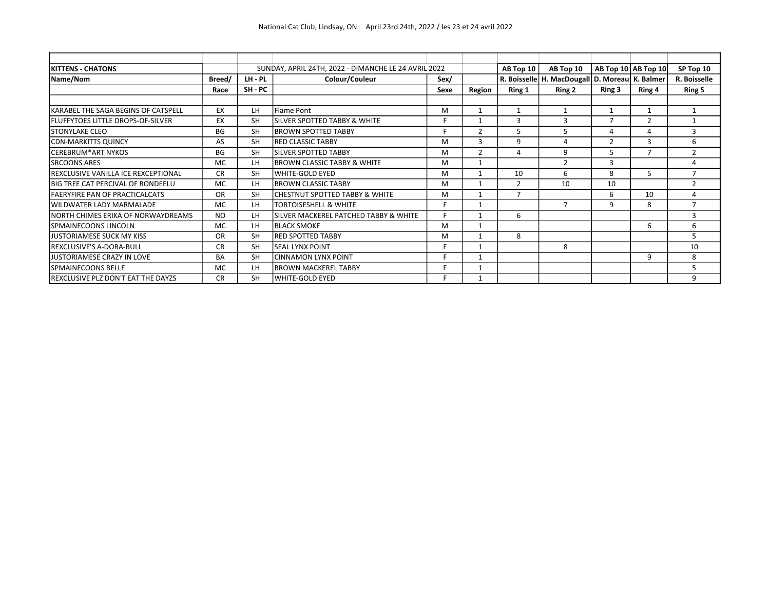| KITTENS - CHATONS | | SUNDAY, APRIL 24TH, 2022 - DIMANCHE LE 24 AVRIL 2022 | | | | AB Top 10 | AB Top 10 | AB Top 10 | AB Top 10 | SP Top 10 |
|---|---|---|---|---|---|---|---|---|---|---|
| Name/Nom | Breed/ | LH - PL | Colour/Couleur | Sex/ | | R. Boisselle | H. MacDougall | D. Moreau | K. Balmer | R. Boisselle |
| | Race | SH - PC | | Sexe | Region | Ring 1 | Ring 2 | Ring 3 | Ring 4 | Ring 5 |
| KARABEL THE SAGA BEGINS OF CATSPELL | EX | LH | Flame Pont | M | 1 | 1 | 1 | 1 | 1 | 1 |
| FLUFFYTOES LITTLE DROPS-OF-SILVER | EX | SH | SILVER SPOTTED TABBY & WHITE | F | 1 | 3 | 3 | 7 | 2 | 1 |
| STONYLAKE CLEO | BG | SH | BROWN SPOTTED TABBY | F | 2 | 5 | 5 | 4 | 4 | 3 |
| CDN-MARKITTS QUINCY | AS | SH | RED CLASSIC TABBY | M | 3 | 9 | 4 | 2 | 3 | 6 |
| CEREBRUM*ART NYKOS | BG | SH | SILVER SPOTTED TABBY | M | 2 | 4 | 9 | 5 | 7 | 2 |
| SRCOONS ARES | MC | LH | BROWN CLASSIC TABBY & WHITE | M | 1 | | 2 | 3 | | 4 |
| REXCLUSIVE VANILLA ICE REXCEPTIONAL | CR | SH | WHITE-GOLD EYED | M | 1 | 10 | 6 | 8 | 5 | 7 |
| BIG TREE CAT PERCIVAL OF RONDEELU | MC | LH | BROWN CLASSIC TABBY | M | 1 | 2 | 10 | 10 | | 2 |
| FAERYFIRE PAN OF PRACTICALCATS | OR | SH | CHESTNUT SPOTTED TABBY & WHITE | M | 1 | 7 | | 6 | 10 | 4 |
| WILDWATER LADY MARMALADE | MC | LH | TORTOISESHELL & WHITE | F | 1 | | 7 | 9 | 8 | 7 |
| NORTH CHIMES ERIKA OF NORWAYDREAMS | NO | LH | SILVER MACKEREL PATCHED TABBY & WHITE | F | 1 | 6 | | | | 3 |
| SPMAINECOONS LINCOLN | MC | LH | BLACK SMOKE | M | 1 | | | | 6 | 6 |
| JUSTORIAMESE SUCK MY KISS | OR | SH | RED SPOTTED TABBY | M | 1 | 8 | | | | 5 |
| REXCLUSIVE'S A-DORA-BULL | CR | SH | SEAL LYNX POINT | F | 1 | | 8 | | | 10 |
| JUSTORIAMESE CRAZY IN LOVE | BA | SH | CINNAMON LYNX POINT | F | 1 | | | | 9 | 8 |
| SPMAINECOONS BELLE | MC | LH | BROWN MACKEREL TABBY | F | 1 | | | | | 5 |
| REXCLUSIVE PLZ DON'T EAT THE DAYZS | CR | SH | WHITE-GOLD EYED | F | 1 | | | | | 9 |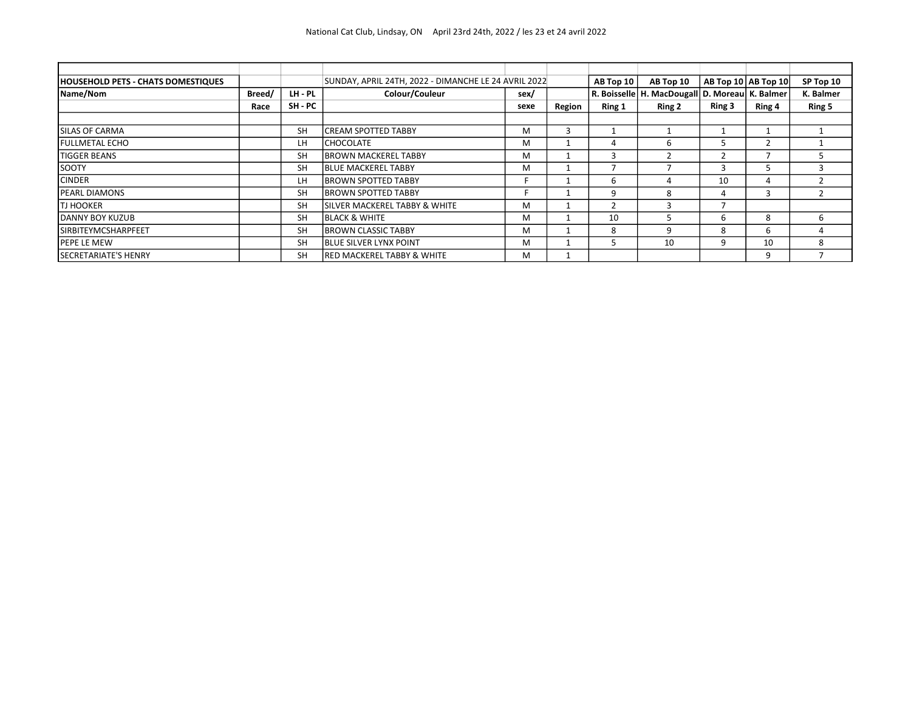National Cat Club, Lindsay, ON April 23rd 24th, 2022 / les 23 et 24 avril 2022

| | | | | | | | | | | |
|---|---|---|---|---|---|---|---|---|---|---|
| **HOUSEHOLD PETS - CHATS DOMESTIQUES** | | | SUNDAY, APRIL 24TH, 2022 - DIMANCHE LE 24 AVRIL 2022 | | | **AB Top 10** | **AB Top 10** | **AB Top 10** | **AB Top 10** | **SP Top 10** |
| **Name/Nom** | **Breed/** | **LH - PL** | **Colour/Couleur** | **sex/** | | **R. Boisselle** | **H. MacDougall** | **D. Moreau** | **K. Balmer** | **K. Balmer** |
| | **Race** | **SH - PC** | | **sexe** | **Region** | **Ring 1** | **Ring 2** | **Ring 3** | **Ring 4** | **Ring 5** |
| SILAS OF CARMA | | SH | CREAM SPOTTED TABBY | M | 3 | 1 | 1 | 1 | 1 | 1 |
| FULLMETAL ECHO | | LH | CHOCOLATE | M | 1 | 4 | 6 | 5 | 2 | 1 |
| TIGGER BEANS | | SH | BROWN MACKEREL TABBY | M | 1 | 3 | 2 | 2 | 7 | 5 |
| SOOTY | | SH | BLUE MACKEREL TABBY | M | 1 | 7 | 7 | 3 | 5 | 3 |
| CINDER | | LH | BROWN SPOTTED TABBY | F | 1 | 6 | 4 | 10 | 4 | 2 |
| PEARL DIAMONS | | SH | BROWN SPOTTED TABBY | F | 1 | 9 | 8 | 4 | 3 | 2 |
| TJ HOOKER | | SH | SILVER MACKEREL TABBY & WHITE | M | 1 | 2 | 3 | 7 | | |
| DANNY BOY KUZUB | | SH | BLACK & WHITE | M | 1 | 10 | 5 | 6 | 8 | 6 |
| SIRBITEYMCSHARPFEET | | SH | BROWN CLASSIC TABBY | M | 1 | 8 | 9 | 8 | 6 | 4 |
| PEPE LE MEW | | SH | BLUE SILVER LYNX POINT | M | 1 | 5 | 10 | 9 | 10 | 8 |
| SECRETARIATE'S HENRY | | SH | RED MACKEREL TABBY & WHITE | M | 1 | | | | 9 | 7 |